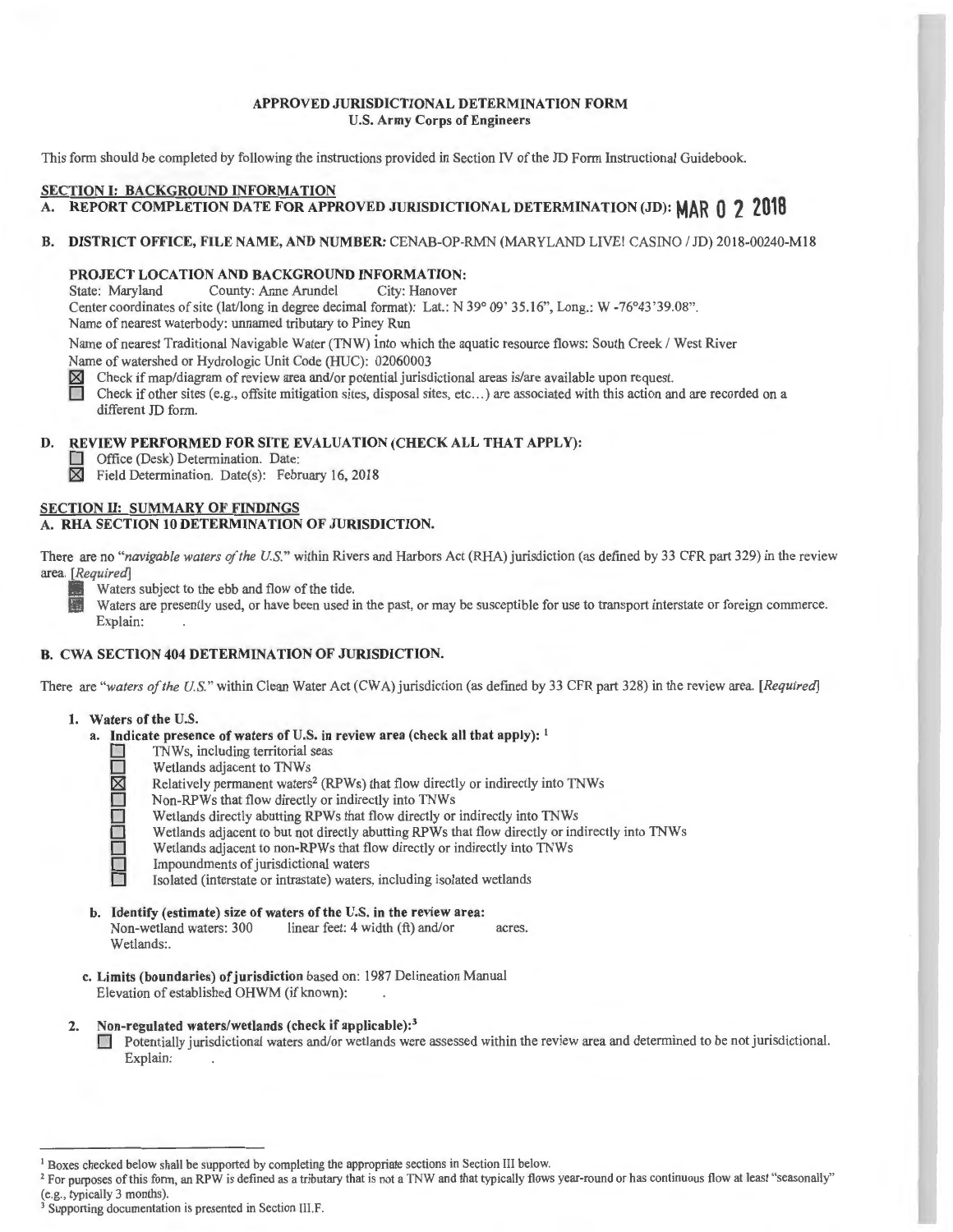**APPROVED JURISDICTIONAL DETERMINATION FORM**
**U.S. Army Corps of Engineers**

This form should be completed by following the instructions provided in Section IV of the JD Form Instructional Guidebook.

## SECTION I: BACKGROUND INFORMATION

**A. REPORT COMPLETION DATE FOR APPROVED JURISDICTIONAL DETERMINATION (JD): MAR 0 2 2018**

**B. DISTRICT OFFICE, FILE NAME, AND NUMBER:** CENAB-OP-RMN (MARYLAND LIVE! CASINO / JD) 2018-00240-M18

**PROJECT LOCATION AND BACKGROUND INFORMATION:**
State: Maryland County: Anne Arundel City: Hanover
Center coordinates of site (lat/long in degree decimal format): Lat.: N 39° 09' 35.16", Long.: W -76°43'39.08".
Name of nearest waterbody: unnamed tributary to Piney Run
Name of nearest Traditional Navigable Water (TNW) into which the aquatic resource flows: South Creek / West River
Name of watershed or Hydrologic Unit Code (HUC): 02060003

☒ Check if map/diagram of review area and/or potential jurisdictional areas is/are available upon request.
☐ Check if other sites (e.g., offsite mitigation sites, disposal sites, etc...) are associated with this action and are recorded on a different JD form.

**D. REVIEW PERFORMED FOR SITE EVALUATION (CHECK ALL THAT APPLY):**
☐ Office (Desk) Determination. Date:
☒ Field Determination. Date(s): February 16, 2018

## SECTION II: SUMMARY OF FINDINGS

**A. RHA SECTION 10 DETERMINATION OF JURISDICTION.**

There are no "*navigable waters of the U.S.*" within Rivers and Harbors Act (RHA) jurisdiction (as defined by 33 CFR part 329) in the review area. [*Required*]

☐ Waters subject to the ebb and flow of the tide.
☐ Waters are presently used, or have been used in the past, or may be susceptible for use to transport interstate or foreign commerce. Explain: .

**B. CWA SECTION 404 DETERMINATION OF JURISDICTION.**

There are "*waters of the U.S.*" within Clean Water Act (CWA) jurisdiction (as defined by 33 CFR part 328) in the review area. [*Required*]

1. **Waters of the U.S.**
   a. **Indicate presence of waters of U.S. in review area (check all that apply):** [1]
      - ☐ TNWs, including territorial seas
      - ☐ Wetlands adjacent to TNWs
      - ☒ Relatively permanent waters[2] (RPWs) that flow directly or indirectly into TNWs
      - ☐ Non-RPWs that flow directly or indirectly into TNWs
      - ☐ Wetlands directly abutting RPWs that flow directly or indirectly into TNWs
      - ☐ Wetlands adjacent to but not directly abutting RPWs that flow directly or indirectly into TNWs
      - ☐ Wetlands adjacent to non-RPWs that flow directly or indirectly into TNWs
      - ☐ Impoundments of jurisdictional waters
      - ☐ Isolated (interstate or intrastate) waters, including isolated wetlands

   b. **Identify (estimate) size of waters of the U.S. in the review area:**
      Non-wetland waters: 300 linear feet: 4 width (ft) and/or acres.
      Wetlands:.

   c. **Limits (boundaries) of jurisdiction** based on: 1987 Delineation Manual
      Elevation of established OHWM (if known): .

2. **Non-regulated waters/wetlands (check if applicable):**[3]
   ☐ Potentially jurisdictional waters and/or wetlands were assessed within the review area and determined to be not jurisdictional. Explain: .

---

[1] Boxes checked below shall be supported by completing the appropriate sections in Section III below.
[2] For purposes of this form, an RPW is defined as a tributary that is not a TNW and that typically flows year-round or has continuous flow at least "seasonally" (e.g., typically 3 months).
[3] Supporting documentation is presented in Section III.F.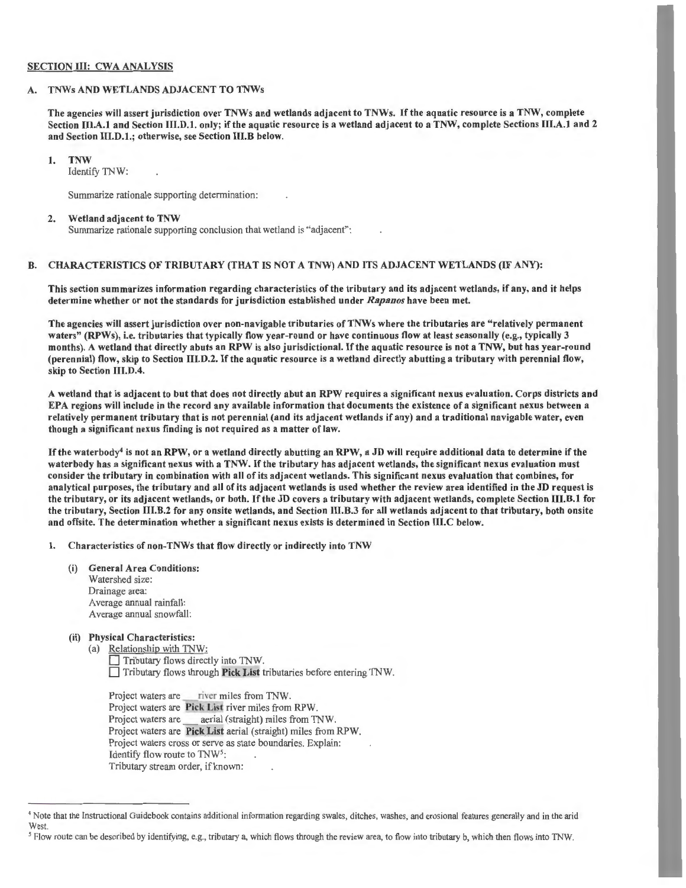## SECTION III: CWA ANALYSIS

### A. TNWs AND WETLANDS ADJACENT TO TNWs

**The agencies will assert jurisdiction over TNWs and wetlands adjacent to TNWs. If the aquatic resource is a TNW, complete Section III.A.1 and Section III.D.1. only; if the aquatic resource is a wetland adjacent to a TNW, complete Sections III.A.1 and 2 and Section III.D.1.; otherwise, see Section III.B below.**

1. **TNW**

   Identify TNW: .

   Summarize rationale supporting determination: .

2. **Wetland adjacent to TNW**

   Summarize rationale supporting conclusion that wetland is "adjacent": .

### B. CHARACTERISTICS OF TRIBUTARY (THAT IS NOT A TNW) AND ITS ADJACENT WETLANDS (IF ANY):

**This section summarizes information regarding characteristics of the tributary and its adjacent wetlands, if any, and it helps determine whether or not the standards for jurisdiction established under *Rapanos* have been met.**

**The agencies will assert jurisdiction over non-navigable tributaries of TNWs where the tributaries are "relatively permanent waters" (RPWs), i.e. tributaries that typically flow year-round or have continuous flow at least seasonally (e.g., typically 3 months). A wetland that directly abuts an RPW is also jurisdictional. If the aquatic resource is not a TNW, but has year-round (perennial) flow, skip to Section III.D.2. If the aquatic resource is a wetland directly abutting a tributary with perennial flow, skip to Section III.D.4.**

**A wetland that is adjacent to but that does not directly abut an RPW requires a significant nexus evaluation. Corps districts and EPA regions will include in the record any available information that documents the existence of a significant nexus between a relatively permanent tributary that is not perennial (and its adjacent wetlands if any) and a traditional navigable water, even though a significant nexus finding is not required as a matter of law.**

**If the waterbody[4] is not an RPW, or a wetland directly abutting an RPW, a JD will require additional data to determine if the waterbody has a significant nexus with a TNW. If the tributary has adjacent wetlands, the significant nexus evaluation must consider the tributary in combination with all of its adjacent wetlands. This significant nexus evaluation that combines, for analytical purposes, the tributary and all of its adjacent wetlands is used whether the review area identified in the JD request is the tributary, or its adjacent wetlands, or both. If the JD covers a tributary with adjacent wetlands, complete Section III.B.1 for the tributary, Section III.B.2 for any onsite wetlands, and Section III.B.3 for all wetlands adjacent to that tributary, both onsite and offsite. The determination whether a significant nexus exists is determined in Section III.C below.**

1. **Characteristics of non-TNWs that flow directly or indirectly into TNW**

   (i) **General Area Conditions:**

   Watershed size:
   Drainage area:
   Average annual rainfall:
   Average annual snowfall:

   (ii) **Physical Characteristics:**

   (a) Relationship with TNW:

   ☐ Tributary flows directly into TNW.
   ☐ Tributary flows through **Pick List** tributaries before entering TNW.

   Project waters are ___ river miles from TNW.
   Project waters are **Pick List** river miles from RPW.
   Project waters are ___ aerial (straight) miles from TNW.
   Project waters are **Pick List** aerial (straight) miles from RPW.
   Project waters cross or serve as state boundaries. Explain: .
   Identify flow route to TNW[5]: .
   Tributary stream order, if known: .

---

[4] Note that the Instructional Guidebook contains additional information regarding swales, ditches, washes, and erosional features generally and in the arid West.

[5] Flow route can be described by identifying, e.g., tributary a, which flows through the review area, to flow into tributary b, which then flows into TNW.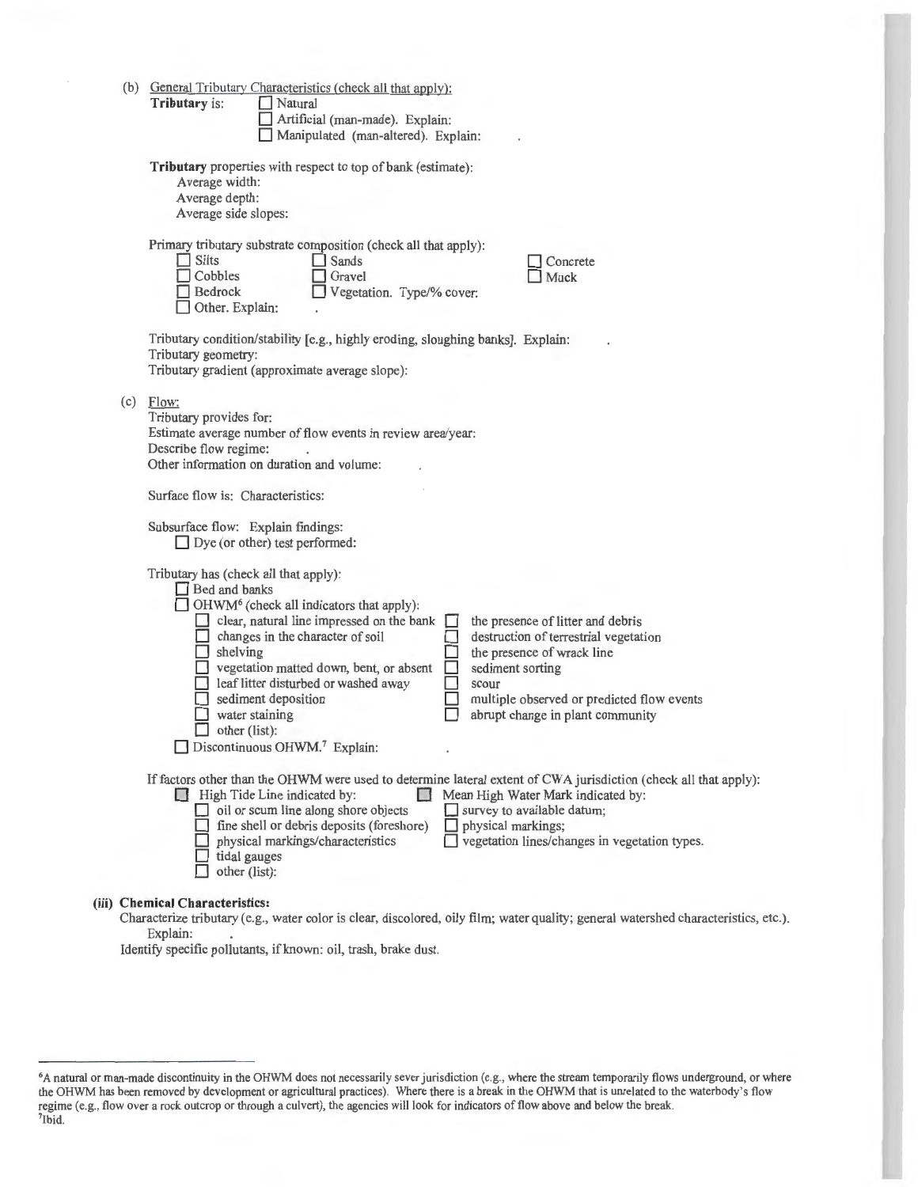(b) General Tributary Characteristics (check all that apply):

**Tributary** is: ☐ Natural
☐ Artificial (man-made). Explain:
☐ Manipulated (man-altered). Explain: .

**Tributary** properties with respect to top of bank (estimate):
Average width:
Average depth:
Average side slopes:

Primary tributary substrate composition (check all that apply):

☐ Silts ☐ Sands ☐ Concrete
☐ Cobbles ☐ Gravel ☐ Muck
☐ Bedrock ☐ Vegetation. Type/% cover:
☐ Other. Explain: .

Tributary condition/stability [e.g., highly eroding, sloughing banks]. Explain: .
Tributary geometry:
Tributary gradient (approximate average slope):

(c) Flow:

Tributary provides for:
Estimate average number of flow events in review area/year:
Describe flow regime: .
Other information on duration and volume: .

Surface flow is: Characteristics:

Subsurface flow: Explain findings:
☐ Dye (or other) test performed:

Tributary has (check all that apply):
☐ Bed and banks
☐ OHWM[6] (check all indicators that apply):
☐ clear, natural line impressed on the bank ☐ the presence of litter and debris
☐ changes in the character of soil ☐ destruction of terrestrial vegetation
☐ shelving ☐ the presence of wrack line
☐ vegetation matted down, bent, or absent ☐ sediment sorting
☐ leaf litter disturbed or washed away ☐ scour
☐ sediment deposition ☐ multiple observed or predicted flow events
☐ water staining ☐ abrupt change in plant community
☐ other (list):
☐ Discontinuous OHWM.[7] Explain: .

If factors other than the OHWM were used to determine lateral extent of CWA jurisdiction (check all that apply):
☐ High Tide Line indicated by: ☐ Mean High Water Mark indicated by:
☐ oil or scum line along shore objects ☐ survey to available datum;
☐ fine shell or debris deposits (foreshore) ☐ physical markings;
☐ physical markings/characteristics ☐ vegetation lines/changes in vegetation types.
☐ tidal gauges
☐ other (list):

**(iii) Chemical Characteristics:**

Characterize tributary (e.g., water color is clear, discolored, oily film; water quality; general watershed characteristics, etc.).
Explain: .
Identify specific pollutants, if known: oil, trash, brake dust.

---

[6]A natural or man-made discontinuity in the OHWM does not necessarily sever jurisdiction (e.g., where the stream temporarily flows underground, or where the OHWM has been removed by development or agricultural practices). Where there is a break in the OHWM that is unrelated to the waterbody's flow regime (e.g., flow over a rock outcrop or through a culvert), the agencies will look for indicators of flow above and below the break.
[7]Ibid.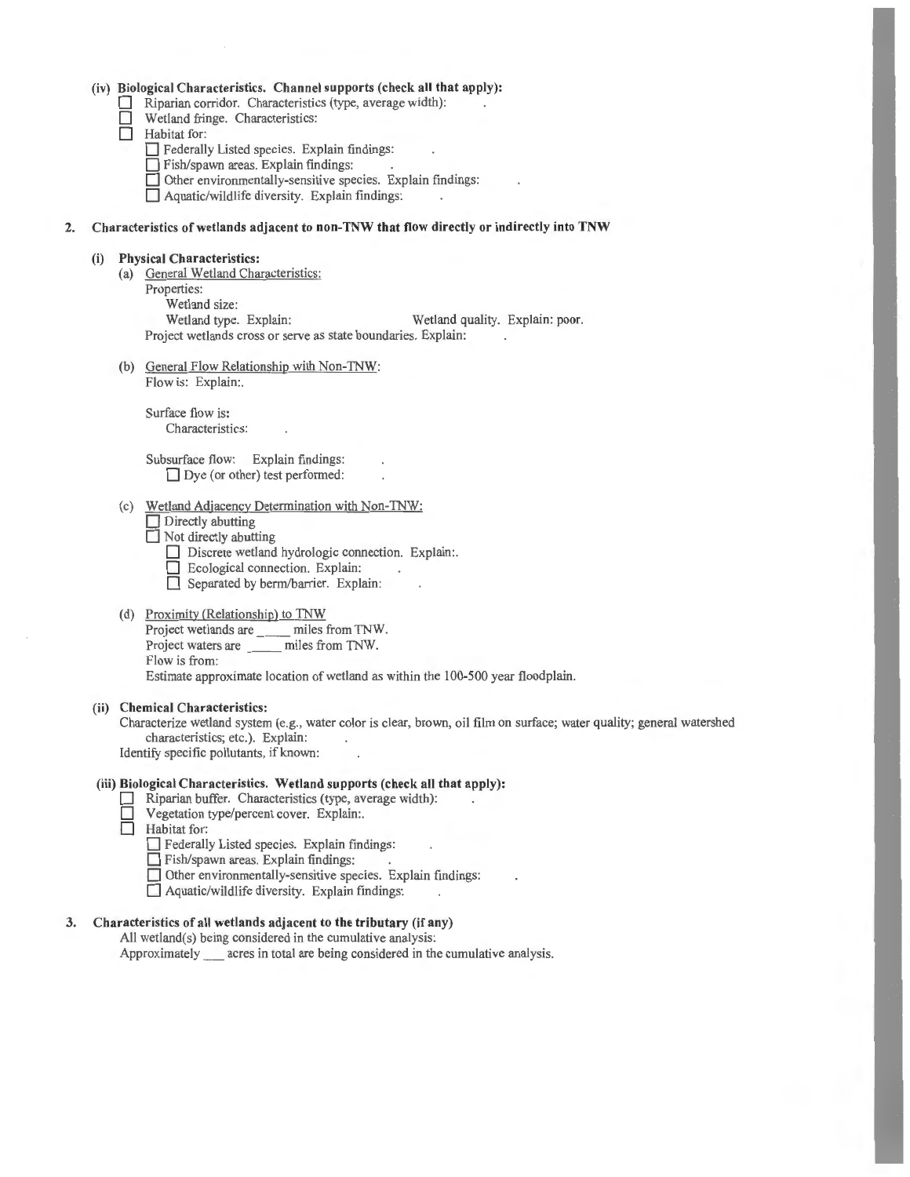**(iv) Biological Characteristics. Channel supports (check all that apply):**

- ☐ Riparian corridor. Characteristics (type, average width): .
- ☐ Wetland fringe. Characteristics:
- ☐ Habitat for:
  - ☐ Federally Listed species. Explain findings: .
  - ☐ Fish/spawn areas. Explain findings: .
  - ☐ Other environmentally-sensitive species. Explain findings: .
  - ☐ Aquatic/wildlife diversity. Explain findings: .

**2. Characteristics of wetlands adjacent to non-TNW that flow directly or indirectly into TNW**

**(i) Physical Characteristics:**

(a) General Wetland Characteristics:

Properties:

Wetland size:

Wetland type. Explain: Wetland quality. Explain: poor.

Project wetlands cross or serve as state boundaries. Explain: .

(b) General Flow Relationship with Non-TNW:

Flow is: Explain:.

Surface flow is:

Characteristics: .

Subsurface flow: Explain findings: .

☐ Dye (or other) test performed: .

(c) Wetland Adjacency Determination with Non-TNW:

- ☐ Directly abutting
- ☐ Not directly abutting
  - ☐ Discrete wetland hydrologic connection. Explain:.
  - ☐ Ecological connection. Explain: .
  - ☐ Separated by berm/barrier. Explain: .

(d) Proximity (Relationship) to TNW

Project wetlands are ____ miles from TNW.

Project waters are ____ miles from TNW.

Flow is from:

Estimate approximate location of wetland as within the 100-500 year floodplain.

**(ii) Chemical Characteristics:**

Characterize wetland system (e.g., water color is clear, brown, oil film on surface; water quality; general watershed characteristics; etc.). Explain: .

Identify specific pollutants, if known: .

**(iii) Biological Characteristics. Wetland supports (check all that apply):**

- ☐ Riparian buffer. Characteristics (type, average width): .
- ☐ Vegetation type/percent cover. Explain:.
- ☐ Habitat for:
  - ☐ Federally Listed species. Explain findings: .
  - ☐ Fish/spawn areas. Explain findings: .
  - ☐ Other environmentally-sensitive species. Explain findings: .
  - ☐ Aquatic/wildlife diversity. Explain findings: .

**3. Characteristics of all wetlands adjacent to the tributary (if any)**

All wetland(s) being considered in the cumulative analysis:

Approximately ___ acres in total are being considered in the cumulative analysis.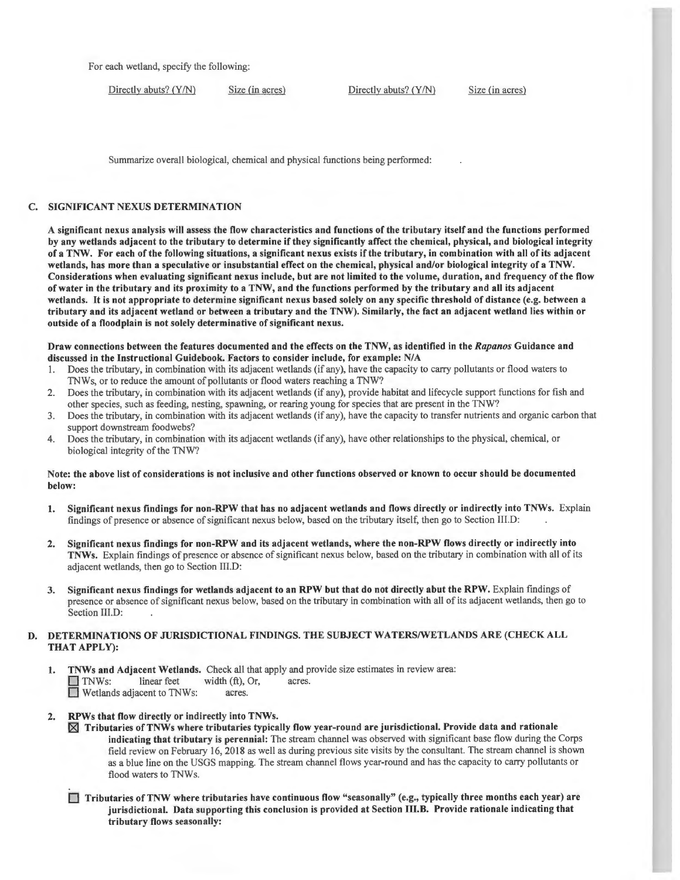For each wetland, specify the following:

| Directly abuts? (Y/N) | Size (in acres) | Directly abuts? (Y/N) | Size (in acres) |
|---|---|---|---|

Summarize overall biological, chemical and physical functions being performed: .

## C. SIGNIFICANT NEXUS DETERMINATION

**A significant nexus analysis will assess the flow characteristics and functions of the tributary itself and the functions performed by any wetlands adjacent to the tributary to determine if they significantly affect the chemical, physical, and biological integrity of a TNW. For each of the following situations, a significant nexus exists if the tributary, in combination with all of its adjacent wetlands, has more than a speculative or insubstantial effect on the chemical, physical and/or biological integrity of a TNW. Considerations when evaluating significant nexus include, but are not limited to the volume, duration, and frequency of the flow of water in the tributary and its proximity to a TNW, and the functions performed by the tributary and all its adjacent wetlands. It is not appropriate to determine significant nexus based solely on any specific threshold of distance (e.g. between a tributary and its adjacent wetland or between a tributary and the TNW). Similarly, the fact an adjacent wetland lies within or outside of a floodplain is not solely determinative of significant nexus.**

**Draw connections between the features documented and the effects on the TNW, as identified in the *Rapanos* Guidance and discussed in the Instructional Guidebook. Factors to consider include, for example: N/A**

1. Does the tributary, in combination with its adjacent wetlands (if any), have the capacity to carry pollutants or flood waters to TNWs, or to reduce the amount of pollutants or flood waters reaching a TNW?
2. Does the tributary, in combination with its adjacent wetlands (if any), provide habitat and lifecycle support functions for fish and other species, such as feeding, nesting, spawning, or rearing young for species that are present in the TNW?
3. Does the tributary, in combination with its adjacent wetlands (if any), have the capacity to transfer nutrients and organic carbon that support downstream foodwebs?
4. Does the tributary, in combination with its adjacent wetlands (if any), have other relationships to the physical, chemical, or biological integrity of the TNW?

**Note: the above list of considerations is not inclusive and other functions observed or known to occur should be documented below:**

1. **Significant nexus findings for non-RPW that has no adjacent wetlands and flows directly or indirectly into TNWs.** Explain findings of presence or absence of significant nexus below, based on the tributary itself, then go to Section III.D: .

2. **Significant nexus findings for non-RPW and its adjacent wetlands, where the non-RPW flows directly or indirectly into TNWs.** Explain findings of presence or absence of significant nexus below, based on the tributary in combination with all of its adjacent wetlands, then go to Section III.D:

3. **Significant nexus findings for wetlands adjacent to an RPW but that do not directly abut the RPW.** Explain findings of presence or absence of significant nexus below, based on the tributary in combination with all of its adjacent wetlands, then go to Section III.D: .

## D. DETERMINATIONS OF JURISDICTIONAL FINDINGS. THE SUBJECT WATERS/WETLANDS ARE (CHECK ALL THAT APPLY):

1. **TNWs and Adjacent Wetlands.** Check all that apply and provide size estimates in review area:
   - ☐ TNWs: linear feet width (ft), Or, acres.
   - ☐ Wetlands adjacent to TNWs: acres.

2. **RPWs that flow directly or indirectly into TNWs.**
   - ☒ **Tributaries of TNWs where tributaries typically flow year-round are jurisdictional. Provide data and rationale indicating that tributary is perennial:** The stream channel was observed with significant base flow during the Corps field review on February 16, 2018 as well as during previous site visits by the consultant. The stream channel is shown as a blue line on the USGS mapping. The stream channel flows year-round and has the capacity to carry pollutants or flood waters to TNWs.

   - ☐ **Tributaries of TNW where tributaries have continuous flow "seasonally" (e.g., typically three months each year) are jurisdictional. Data supporting this conclusion is provided at Section III.B. Provide rationale indicating that tributary flows seasonally:**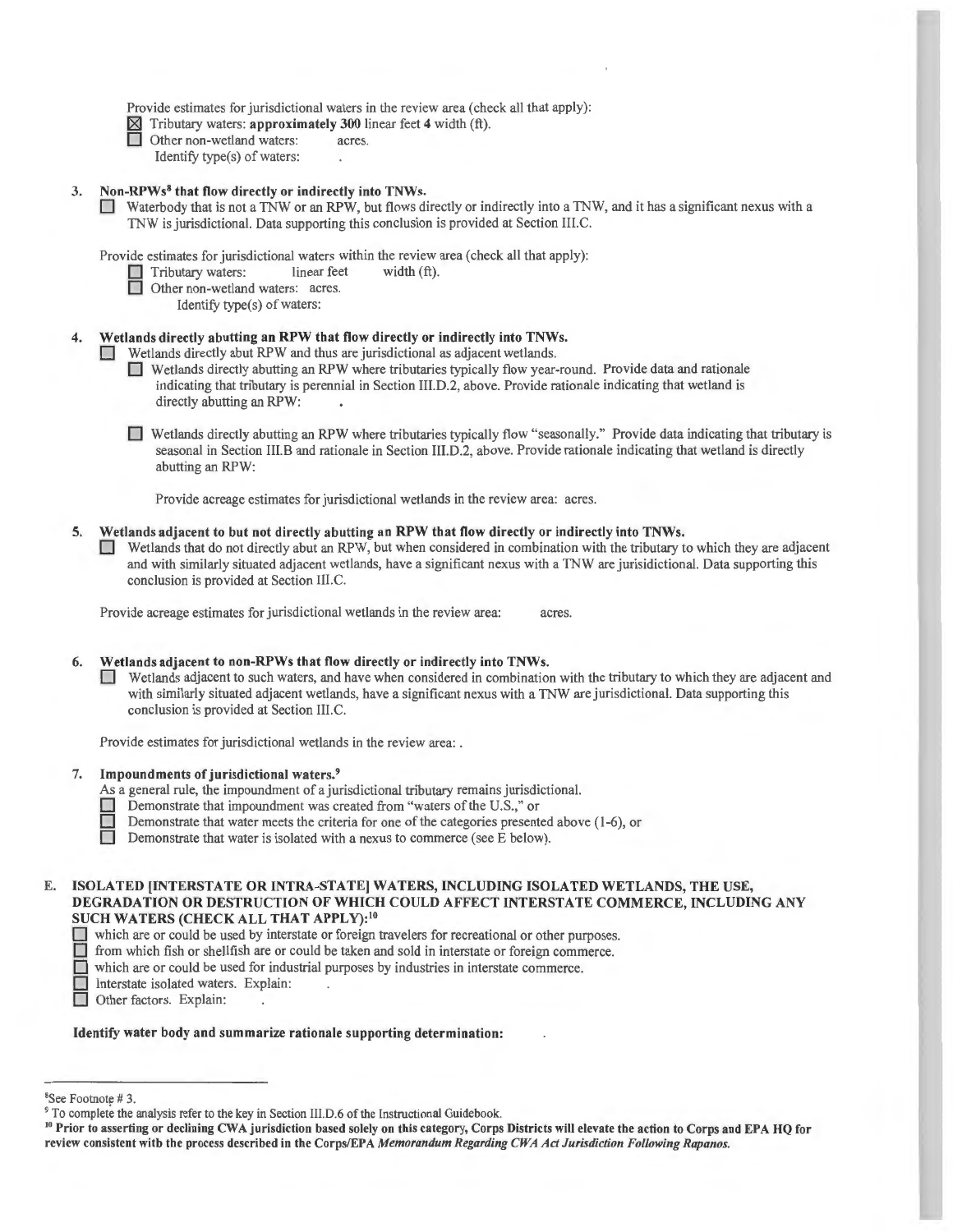Provide estimates for jurisdictional waters in the review area (check all that apply):

☒ Tributary waters: **approximately 300** linear feet **4** width (ft).
☐ Other non-wetland waters: acres.
Identify type(s) of waters: .

**3. Non-RPWs[8] that flow directly or indirectly into TNWs.**

☐ Waterbody that is not a TNW or an RPW, but flows directly or indirectly into a TNW, and it has a significant nexus with a TNW is jurisdictional. Data supporting this conclusion is provided at Section III.C.

Provide estimates for jurisdictional waters within the review area (check all that apply):

☐ Tributary waters: linear feet width (ft).
☐ Other non-wetland waters: acres.
Identify type(s) of waters:

**4. Wetlands directly abutting an RPW that flow directly or indirectly into TNWs.**

☐ Wetlands directly abut RPW and thus are jurisdictional as adjacent wetlands.

☐ Wetlands directly abutting an RPW where tributaries typically flow year-round. Provide data and rationale indicating that tributary is perennial in Section III.D.2, above. Provide rationale indicating that wetland is directly abutting an RPW: .

☐ Wetlands directly abutting an RPW where tributaries typically flow "seasonally." Provide data indicating that tributary is seasonal in Section III.B and rationale in Section III.D.2, above. Provide rationale indicating that wetland is directly abutting an RPW:

Provide acreage estimates for jurisdictional wetlands in the review area: acres.

**5. Wetlands adjacent to but not directly abutting an RPW that flow directly or indirectly into TNWs.**

☐ Wetlands that do not directly abut an RPW, but when considered in combination with the tributary to which they are adjacent and with similarly situated adjacent wetlands, have a significant nexus with a TNW are jurisidictional. Data supporting this conclusion is provided at Section III.C.

Provide acreage estimates for jurisdictional wetlands in the review area: acres.

**6. Wetlands adjacent to non-RPWs that flow directly or indirectly into TNWs.**

☐ Wetlands adjacent to such waters, and have when considered in combination with the tributary to which they are adjacent and with similarly situated adjacent wetlands, have a significant nexus with a TNW are jurisdictional. Data supporting this conclusion is provided at Section III.C.

Provide estimates for jurisdictional wetlands in the review area: .

**7. Impoundments of jurisdictional waters.[9]**

As a general rule, the impoundment of a jurisdictional tributary remains jurisdictional.

☐ Demonstrate that impoundment was created from "waters of the U.S.," or
☐ Demonstrate that water meets the criteria for one of the categories presented above (1-6), or
☐ Demonstrate that water is isolated with a nexus to commerce (see E below).

**E. ISOLATED [INTERSTATE OR INTRA-STATE] WATERS, INCLUDING ISOLATED WETLANDS, THE USE, DEGRADATION OR DESTRUCTION OF WHICH COULD AFFECT INTERSTATE COMMERCE, INCLUDING ANY SUCH WATERS (CHECK ALL THAT APPLY):[10]**

☐ which are or could be used by interstate or foreign travelers for recreational or other purposes.
☐ from which fish or shellfish are or could be taken and sold in interstate or foreign commerce.
☐ which are or could be used for industrial purposes by industries in interstate commerce.
☐ Interstate isolated waters. Explain: .
☐ Other factors. Explain: .

**Identify water body and summarize rationale supporting determination:** .

---

[8] See Footnote # 3.

[9] To complete the analysis refer to the key in Section III.D.6 of the Instructional Guidebook.

[10] **Prior to asserting or declining CWA jurisdiction based solely on this category, Corps Districts will elevate the action to Corps and EPA HQ for review consistent with the process described in the Corps/EPA *Memorandum Regarding CWA Act Jurisdiction Following Rapanos.***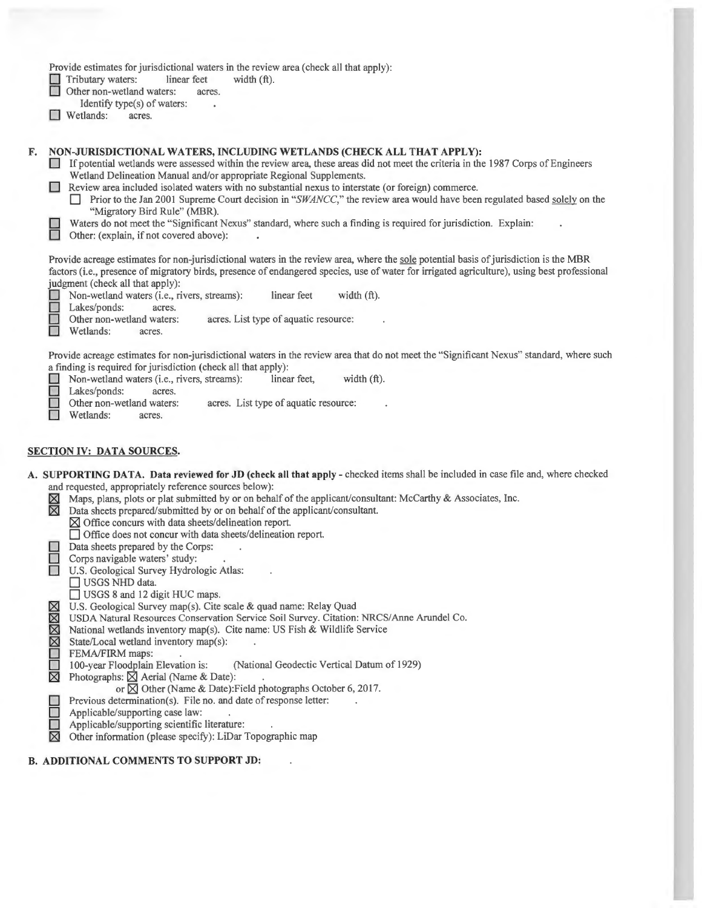Provide estimates for jurisdictional waters in the review area (check all that apply):

- ☐ Tributary waters: linear feet width (ft).
- ☐ Other non-wetland waters: acres.
  - Identify type(s) of waters: .
- ☐ Wetlands: acres.

**F. NON-JURISDICTIONAL WATERS, INCLUDING WETLANDS (CHECK ALL THAT APPLY):**

- ☐ If potential wetlands were assessed within the review area, these areas did not meet the criteria in the 1987 Corps of Engineers Wetland Delineation Manual and/or appropriate Regional Supplements.
- ☐ Review area included isolated waters with no substantial nexus to interstate (or foreign) commerce.
  - ☐ Prior to the Jan 2001 Supreme Court decision in "*SWANCC*," the review area would have been regulated based solely on the "Migratory Bird Rule" (MBR).
- ☐ Waters do not meet the "Significant Nexus" standard, where such a finding is required for jurisdiction. Explain: .
- ☐ Other: (explain, if not covered above): .

Provide acreage estimates for non-jurisdictional waters in the review area, where the sole potential basis of jurisdiction is the MBR factors (i.e., presence of migratory birds, presence of endangered species, use of water for irrigated agriculture), using best professional judgment (check all that apply):

- ☐ Non-wetland waters (i.e., rivers, streams): linear feet width (ft).
- ☐ Lakes/ponds: acres.
- ☐ Other non-wetland waters: acres. List type of aquatic resource: .
- ☐ Wetlands: acres.

Provide acreage estimates for non-jurisdictional waters in the review area that do not meet the "Significant Nexus" standard, where such a finding is required for jurisdiction (check all that apply):

- ☐ Non-wetland waters (i.e., rivers, streams): linear feet, width (ft).
- ☐ Lakes/ponds: acres.
- ☐ Other non-wetland waters: acres. List type of aquatic resource: .
- ☐ Wetlands: acres.

## SECTION IV: DATA SOURCES.

**A. SUPPORTING DATA. Data reviewed for JD (check all that apply** - checked items shall be included in case file and, where checked and requested, appropriately reference sources below):

- ☒ Maps, plans, plots or plat submitted by or on behalf of the applicant/consultant: McCarthy & Associates, Inc.
- ☒ Data sheets prepared/submitted by or on behalf of the applicant/consultant.
  - ☒ Office concurs with data sheets/delineation report.
  - ☐ Office does not concur with data sheets/delineation report.
- ☐ Data sheets prepared by the Corps: .
- ☐ Corps navigable waters' study: .
- ☐ U.S. Geological Survey Hydrologic Atlas: .
  - ☐ USGS NHD data.
  - ☐ USGS 8 and 12 digit HUC maps.
- ☒ U.S. Geological Survey map(s). Cite scale & quad name: Relay Quad
- ☒ USDA Natural Resources Conservation Service Soil Survey. Citation: NRCS/Anne Arundel Co.
- ☒ National wetlands inventory map(s). Cite name: US Fish & Wildlife Service
- ☒ State/Local wetland inventory map(s): .
- ☐ FEMA/FIRM maps: .
- ☐ 100-year Floodplain Elevation is: (National Geodectic Vertical Datum of 1929)
- ☒ Photographs: ☒ Aerial (Name & Date): .
  - or ☒ Other (Name & Date):Field photographs October 6, 2017.
- ☐ Previous determination(s). File no. and date of response letter: .
- ☐ Applicable/supporting case law: .
- ☐ Applicable/supporting scientific literature: .
- ☒ Other information (please specify): LiDar Topographic map

**B. ADDITIONAL COMMENTS TO SUPPORT JD:** .